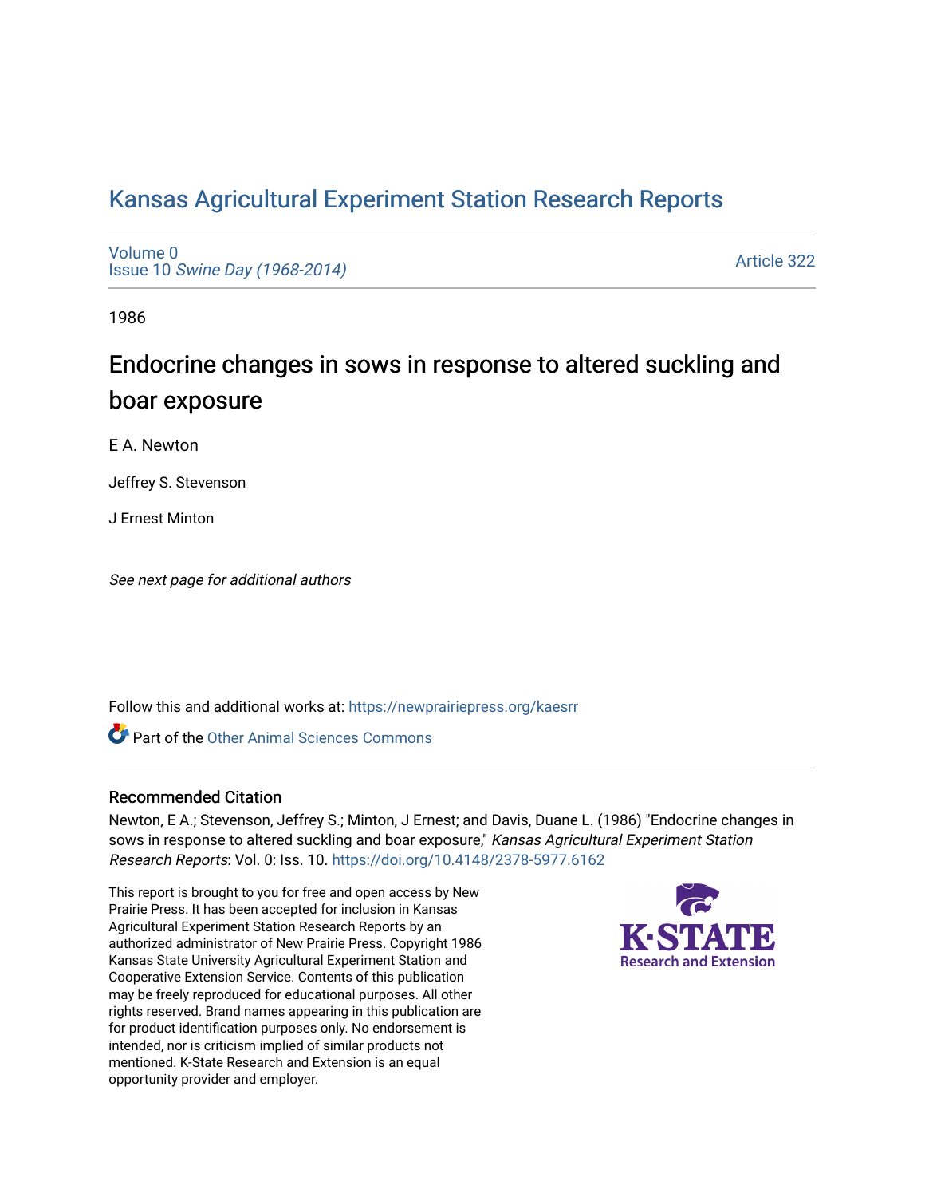# Kansas Agricultural Experiment Station Research Reports

Volume 0
Issue 10 *Swine Day (1968-2014)*

Article 322

1986

## Endocrine changes in sows in response to altered suckling and boar exposure

E A. Newton

Jeffrey S. Stevenson

J Ernest Minton

*See next page for additional authors*

Follow this and additional works at: https://newprairiepress.org/kaesrr

Part of the Other Animal Sciences Commons

### Recommended Citation

Newton, E A.; Stevenson, Jeffrey S.; Minton, J Ernest; and Davis, Duane L. (1986) "Endocrine changes in sows in response to altered suckling and boar exposure," *Kansas Agricultural Experiment Station Research Reports*: Vol. 0: Iss. 10. https://doi.org/10.4148/2378-5977.6162

This report is brought to you for free and open access by New Prairie Press. It has been accepted for inclusion in Kansas Agricultural Experiment Station Research Reports by an authorized administrator of New Prairie Press. Copyright 1986 Kansas State University Agricultural Experiment Station and Cooperative Extension Service. Contents of this publication may be freely reproduced for educational purposes. All other rights reserved. Brand names appearing in this publication are for product identification purposes only. No endorsement is intended, nor is criticism implied of similar products not mentioned. K-State Research and Extension is an equal opportunity provider and employer.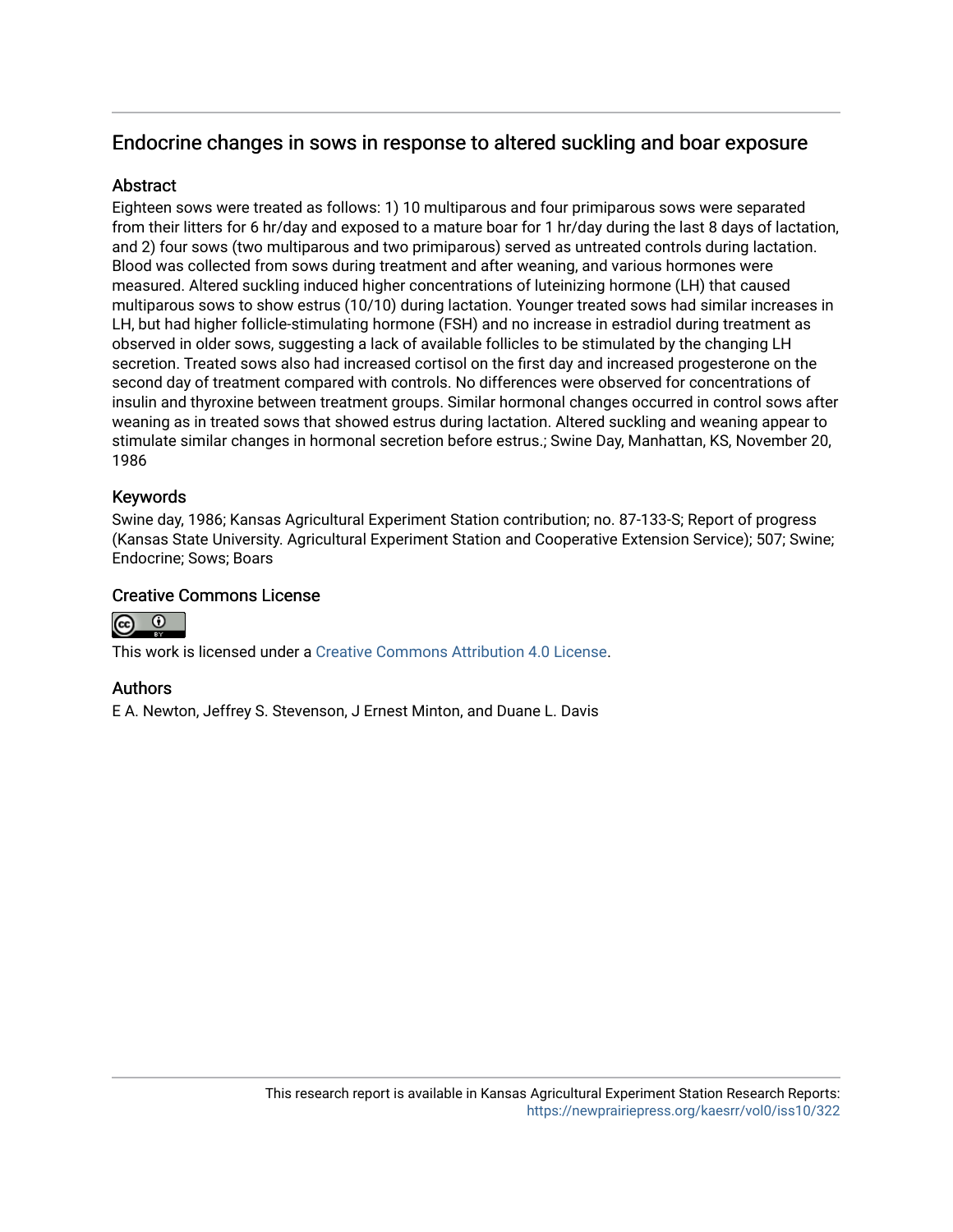## Endocrine changes in sows in response to altered suckling and boar exposure

### Abstract

Eighteen sows were treated as follows: 1) 10 multiparous and four primiparous sows were separated from their litters for 6 hr/day and exposed to a mature boar for 1 hr/day during the last 8 days of lactation, and 2) four sows (two multiparous and two primiparous) served as untreated controls during lactation. Blood was collected from sows during treatment and after weaning, and various hormones were measured. Altered suckling induced higher concentrations of luteinizing hormone (LH) that caused multiparous sows to show estrus (10/10) during lactation. Younger treated sows had similar increases in LH, but had higher follicle-stimulating hormone (FSH) and no increase in estradiol during treatment as observed in older sows, suggesting a lack of available follicles to be stimulated by the changing LH secretion. Treated sows also had increased cortisol on the first day and increased progesterone on the second day of treatment compared with controls. No differences were observed for concentrations of insulin and thyroxine between treatment groups. Similar hormonal changes occurred in control sows after weaning as in treated sows that showed estrus during lactation. Altered suckling and weaning appear to stimulate similar changes in hormonal secretion before estrus.; Swine Day, Manhattan, KS, November 20, 1986

### Keywords

Swine day, 1986; Kansas Agricultural Experiment Station contribution; no. 87-133-S; Report of progress (Kansas State University. Agricultural Experiment Station and Cooperative Extension Service); 507; Swine; Endocrine; Sows; Boars

### Creative Commons License

This work is licensed under a Creative Commons Attribution 4.0 License.

### Authors

E A. Newton, Jeffrey S. Stevenson, J Ernest Minton, and Duane L. Davis

This research report is available in Kansas Agricultural Experiment Station Research Reports: https://newprairiepress.org/kaesrr/vol0/iss10/322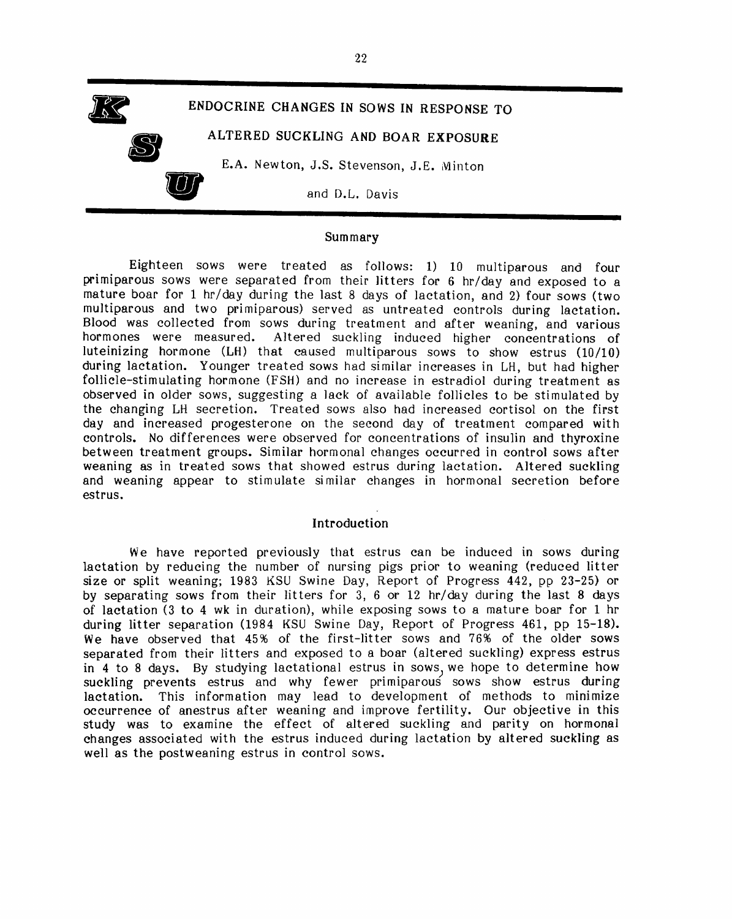# ENDOCRINE CHANGES IN SOWS IN RESPONSE TO ALTERED SUCKLING AND BOAR EXPOSURE

E.A. Newton, J.S. Stevenson, J.E. Minton and D.L. Davis

## Summary

Eighteen sows were treated as follows: 1) 10 multiparous and four primiparous sows were separated from their litters for 6 hr/day and exposed to a mature boar for 1 hr/day during the last 8 days of lactation, and 2) four sows (two multiparous and two primiparous) served as untreated controls during lactation. Blood was collected from sows during treatment and after weaning, and various hormones were measured. Altered suckling induced higher concentrations of luteinizing hormone (LH) that caused multiparous sows to show estrus (10/10) during lactation. Younger treated sows had similar increases in LH, but had higher follicle-stimulating hormone (FSH) and no increase in estradiol during treatment as observed in older sows, suggesting a lack of available follicles to be stimulated by the changing LH secretion. Treated sows also had increased cortisol on the first day and increased progesterone on the second day of treatment compared with controls. No differences were observed for concentrations of insulin and thyroxine between treatment groups. Similar hormonal changes occurred in control sows after weaning as in treated sows that showed estrus during lactation. Altered suckling and weaning appear to stimulate similar changes in hormonal secretion before estrus.

## Introduction

We have reported previously that estrus can be induced in sows during lactation by reducing the number of nursing pigs prior to weaning (reduced litter size or split weaning; 1983 KSU Swine Day, Report of Progress 442, pp 23-25) or by separating sows from their litters for 3, 6 or 12 hr/day during the last 8 days of lactation (3 to 4 wk in duration), while exposing sows to a mature boar for 1 hr during litter separation (1984 KSU Swine Day, Report of Progress 461, pp 15-18). We have observed that 45% of the first-litter sows and 76% of the older sows separated from their litters and exposed to a boar (altered suckling) express estrus in 4 to 8 days. By studying lactational estrus in sows, we hope to determine how suckling prevents estrus and why fewer primiparous sows show estrus during lactation. This information may lead to development of methods to minimize occurrence of anestrus after weaning and improve fertility. Our objective in this study was to examine the effect of altered suckling and parity on hormonal changes associated with the estrus induced during lactation by altered suckling as well as the postweaning estrus in control sows.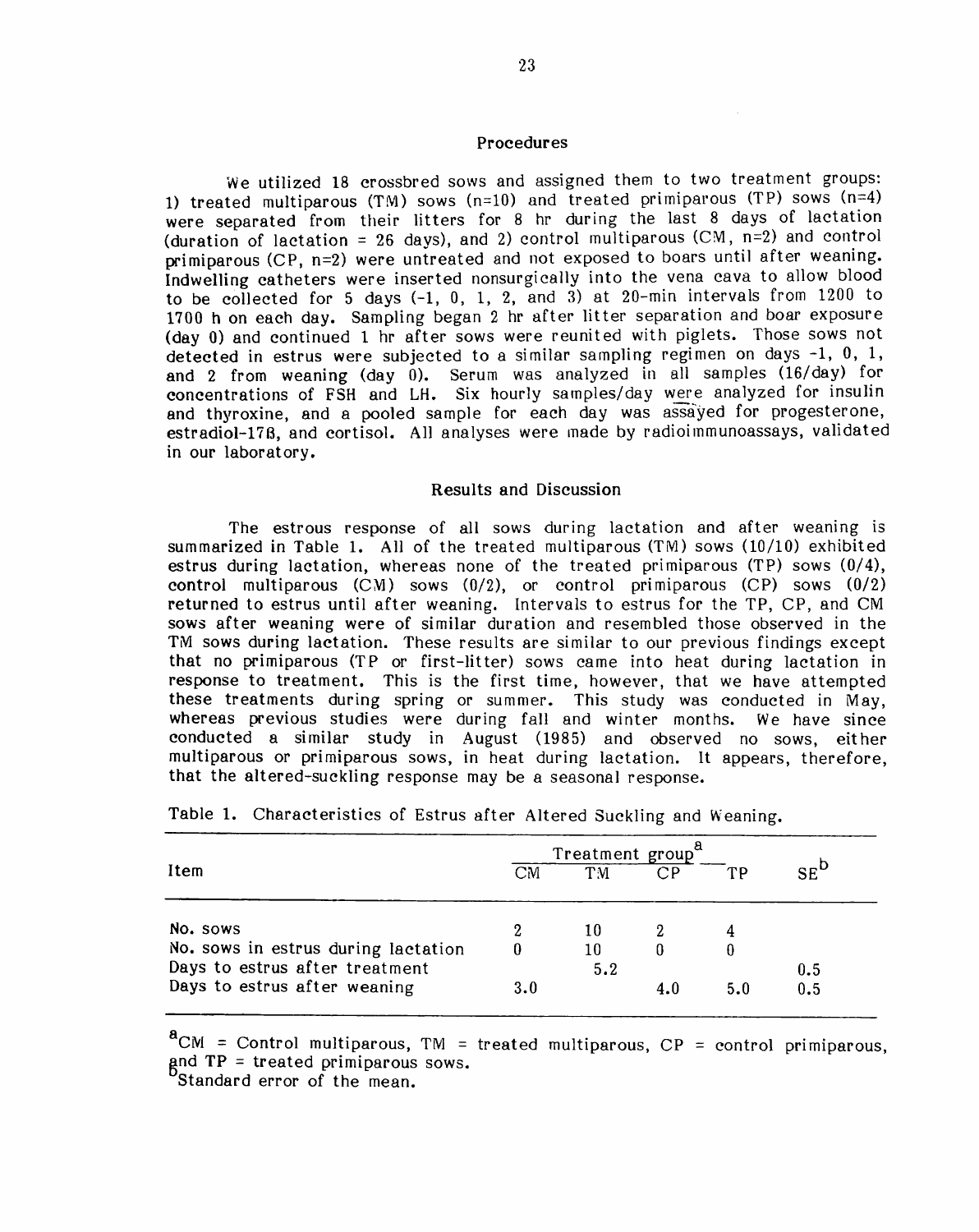## Procedures

We utilized 18 crossbred sows and assigned them to two treatment groups: 1) treated multiparous (TM) sows (n=10) and treated primiparous (TP) sows (n=4) were separated from their litters for 8 hr during the last 8 days of lactation (duration of lactation = 26 days), and 2) control multiparous (CM, n=2) and control primiparous (CP, n=2) were untreated and not exposed to boars until after weaning. Indwelling catheters were inserted nonsurgically into the vena cava to allow blood to be collected for 5 days (-1, 0, 1, 2, and 3) at 20-min intervals from 1200 to 1700 h on each day. Sampling began 2 hr after litter separation and boar exposure (day 0) and continued 1 hr after sows were reunited with piglets. Those sows not detected in estrus were subjected to a similar sampling regimen on days -1, 0, 1, and 2 from weaning (day 0). Serum was analyzed in all samples (16/day) for concentrations of FSH and LH. Six hourly samples/day were analyzed for insulin and thyroxine, and a pooled sample for each day was assayed for progesterone, estradiol-17β, and cortisol. All analyses were made by radioimmunoassays, validated in our laboratory.

## Results and Discussion

The estrous response of all sows during lactation and after weaning is summarized in Table 1. All of the treated multiparous (TM) sows (10/10) exhibited estrus during lactation, whereas none of the treated primiparous (TP) sows (0/4), control multiparous (CM) sows (0/2), or control primiparous (CP) sows (0/2) returned to estrus until after weaning. Intervals to estrus for the TP, CP, and CM sows after weaning were of similar duration and resembled those observed in the TM sows during lactation. These results are similar to our previous findings except that no primiparous (TP or first-litter) sows came into heat during lactation in response to treatment. This is the first time, however, that we have attempted these treatments during spring or summer. This study was conducted in May, whereas previous studies were during fall and winter months. We have since conducted a similar study in August (1985) and observed no sows, either multiparous or primiparous sows, in heat during lactation. It appears, therefore, that the altered-suckling response may be a seasonal response.

Table 1. Characteristics of Estrus after Altered Suckling and Weaning.

| Item | Treatment group[a] | | | | SE[b] |
|---|---|---|---|---|---|
| | CM | TM | CP | TP | |
| No. sows | 2 | 10 | 2 | 4 | |
| No. sows in estrus during lactation | 0 | 10 | 0 | 0 | |
| Days to estrus after treatment | | 5.2 | | | 0.5 |
| Days to estrus after weaning | 3.0 | | 4.0 | 5.0 | 0.5 |

[a]CM = Control multiparous, TM = treated multiparous, CP = control primiparous, and TP = treated primiparous sows.
[b]Standard error of the mean.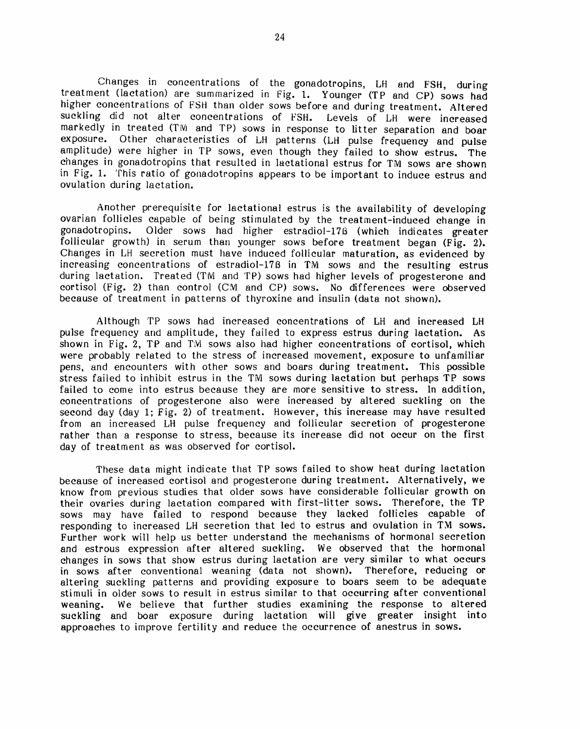Changes in concentrations of the gonadotropins, LH and FSH, during treatment (lactation) are summarized in Fig. 1. Younger (TP and CP) sows had higher concentrations of FSH than older sows before and during treatment. Altered suckling did not alter concentrations of FSH. Levels of LH were increased markedly in treated (TM and TP) sows in response to litter separation and boar exposure. Other characteristics of LH patterns (LH pulse frequency and pulse amplitude) were higher in TP sows, even though they failed to show estrus. The changes in gonadotropins that resulted in lactational estrus for TM sows are shown in Fig. 1. This ratio of gonadotropins appears to be important to induce estrus and ovulation during lactation.

Another prerequisite for lactational estrus is the availability of developing ovarian follicles capable of being stimulated by the treatment-induced change in gonadotropins. Older sows had higher estradiol-17β (which indicates greater follicular growth) in serum than younger sows before treatment began (Fig. 2). Changes in LH secretion must have induced follicular maturation, as evidenced by increasing concentrations of estradiol-17β in TM sows and the resulting estrus during lactation. Treated (TM and TP) sows had higher levels of progesterone and cortisol (Fig. 2) than control (CM and CP) sows. No differences were observed because of treatment in patterns of thyroxine and insulin (data not shown).

Although TP sows had increased concentrations of LH and increased LH pulse frequency and amplitude, they failed to express estrus during lactation. As shown in Fig. 2, TP and TM sows also had higher concentrations of cortisol, which were probably related to the stress of increased movement, exposure to unfamiliar pens, and encounters with other sows and boars during treatment. This possible stress failed to inhibit estrus in the TM sows during lactation but perhaps TP sows failed to come into estrus because they are more sensitive to stress. In addition, concentrations of progesterone also were increased by altered suckling on the second day (day 1; Fig. 2) of treatment. However, this increase may have resulted from an increased LH pulse frequency and follicular secretion of progesterone rather than a response to stress, because its increase did not occur on the first day of treatment as was observed for cortisol.

These data might indicate that TP sows failed to show heat during lactation because of increased cortisol and progesterone during treatment. Alternatively, we know from previous studies that older sows have considerable follicular growth on their ovaries during lactation compared with first-litter sows. Therefore, the TP sows may have failed to respond because they lacked follicles capable of responding to increased LH secretion that led to estrus and ovulation in TM sows. Further work will help us better understand the mechanisms of hormonal secretion and estrous expression after altered suckling. We observed that the hormonal changes in sows that show estrus during lactation are very similar to what occurs in sows after conventional weaning (data not shown). Therefore, reducing or altering suckling patterns and providing exposure to boars seem to be adequate stimuli in older sows to result in estrus similar to that occurring after conventional weaning. We believe that further studies examining the response to altered suckling and boar exposure during lactation will give greater insight into approaches to improve fertility and reduce the occurrence of anestrus in sows.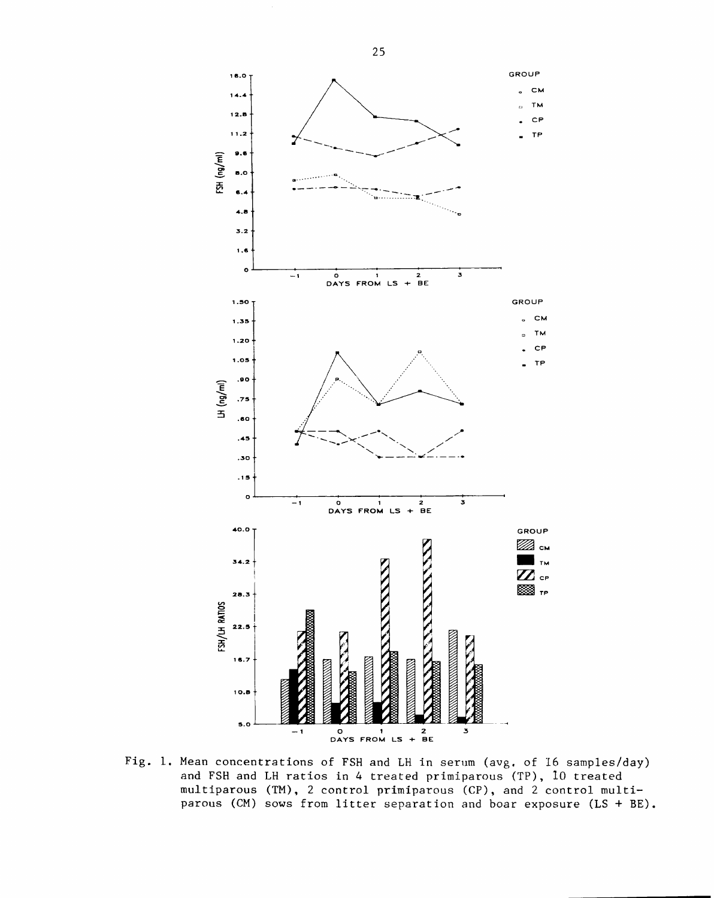Fig. 1. Mean concentrations of FSH and LH in serum (avg. of 16 samples/day) and FSH and LH ratios in 4 treated primiparous (TP), 10 treated multiparous (TM), 2 control primiparous (CP), and 2 control multiparous (CM) sows from litter separation and boar exposure (LS + BE).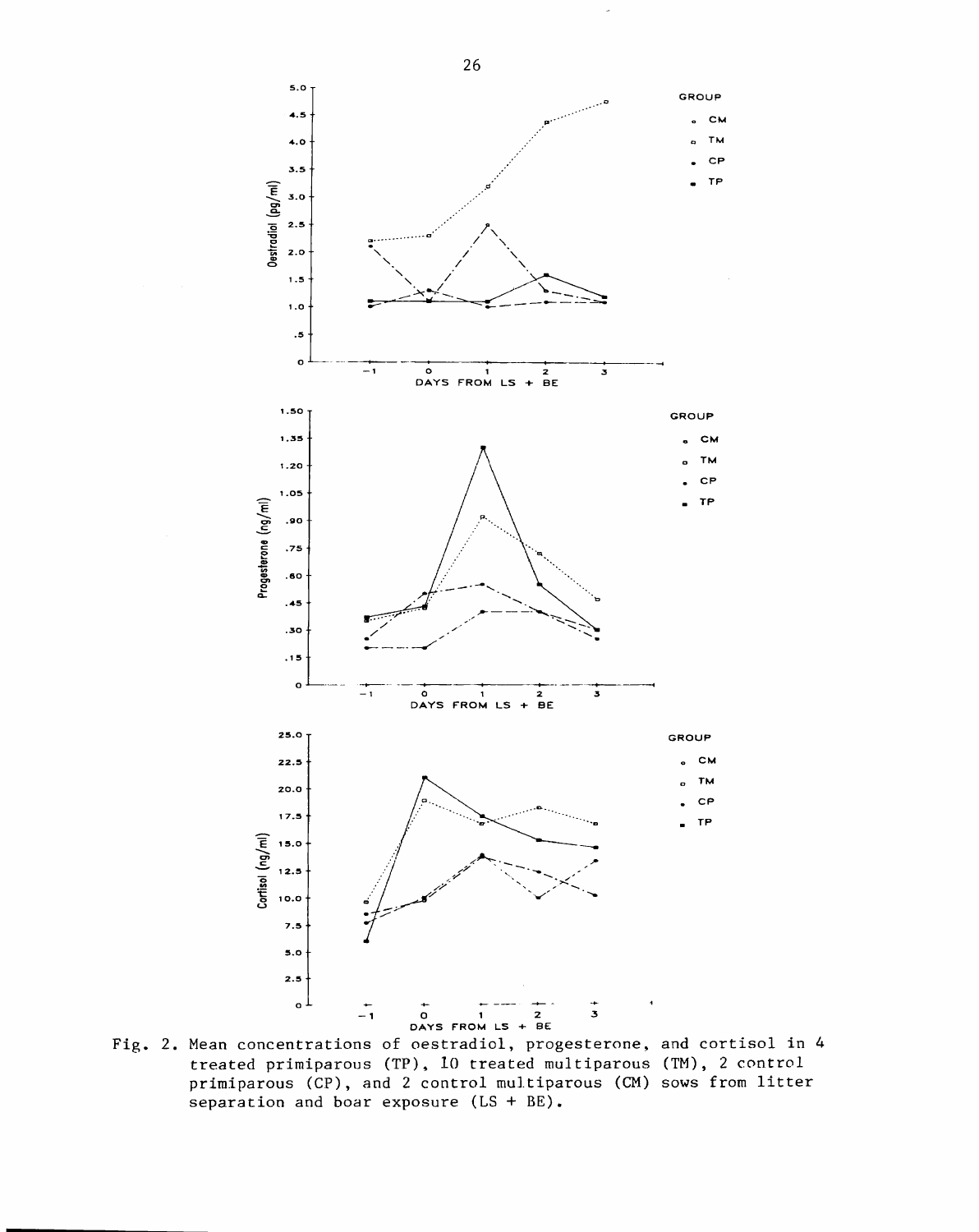Oestradiol (pg/ml)

5.0
4.5
4.0
3.5
3.0
2.5
2.0
1.5
1.0
.5
0

-1 0 1 2 3

DAYS FROM LS + BE

GROUP
CM
TM
CP
TP

Progesterone (ng/ml)

1.50
1.35
1.20
1.05
.90
.75
.60
.45
.30
.15
0

-1 0 1 2 3

DAYS FROM LS + BE

GROUP
CM
TM
CP
TP

Cortisol (ng/ml)

25.0
22.5
20.0
17.5
15.0
12.5
10.0
7.5
5.0
2.5
0

-1 0 1 2 3

DAYS FROM LS + BE

GROUP
CM
TM
CP
TP

Fig. 2. Mean concentrations of oestradiol, progesterone, and cortisol in 4 treated primiparous (TP), 10 treated multiparous (TM), 2 control primiparous (CP), and 2 control multiparous (CM) sows from litter separation and boar exposure (LS + BE).